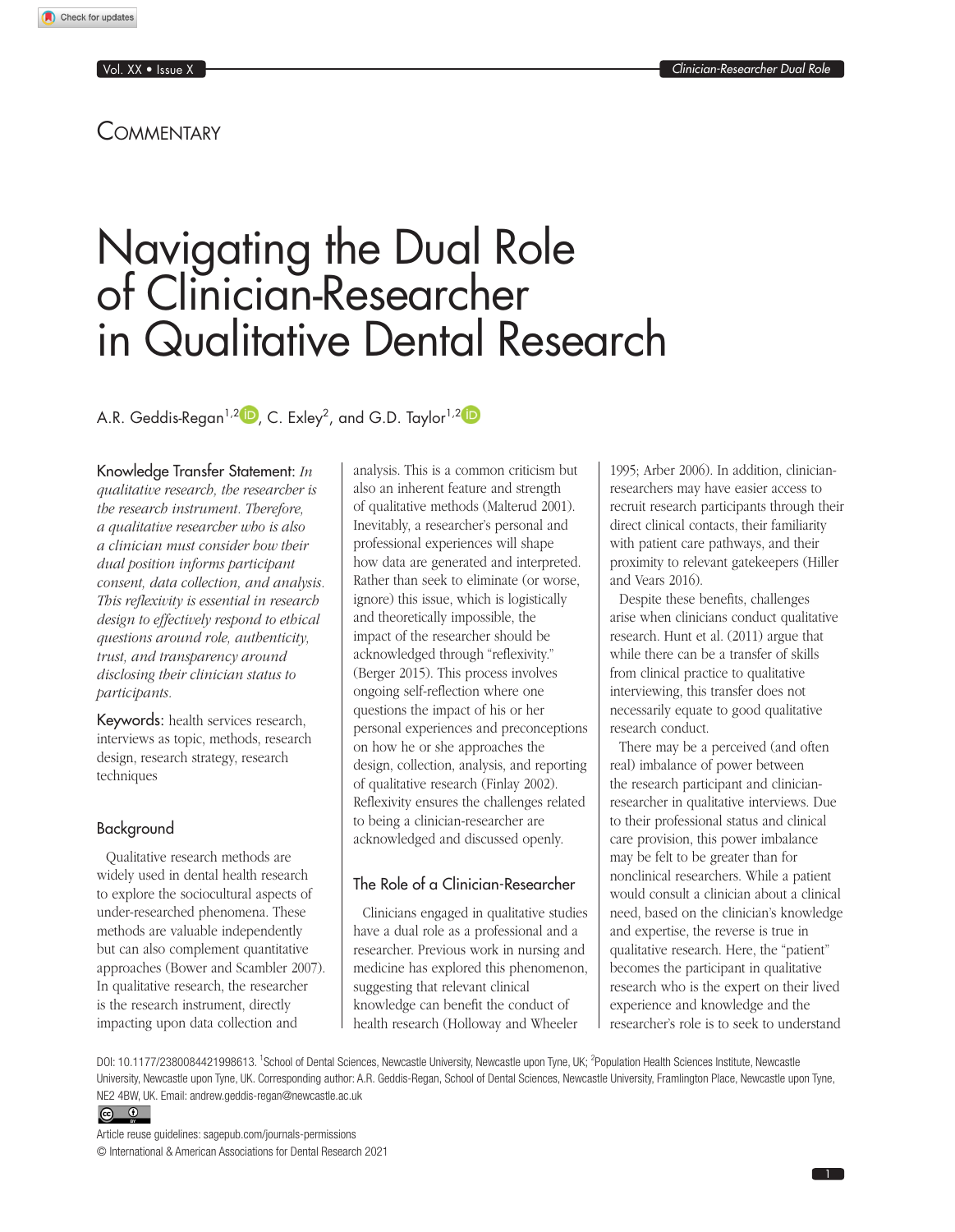COMMENTARY

# Navigating the Dual Role of Clinician-Researcher in Qualitative Dental Research

A.R. Geddis-Regan[1,2], C. Exley[2], and G.D. Taylor[1,2]

**Knowledge Transfer Statement:** *In qualitative research, the researcher is the research instrument. Therefore, a qualitative researcher who is also a clinician must consider how their dual position informs participant consent, data collection, and analysis. This reflexivity is essential in research design to effectively respond to ethical questions around role, authenticity, trust, and transparency around disclosing their clinician status to participants.*

**Keywords:** health services research, interviews as topic, methods, research design, research strategy, research techniques

## Background

Qualitative research methods are widely used in dental health research to explore the sociocultural aspects of under-researched phenomena. These methods are valuable independently but can also complement quantitative approaches (Bower and Scambler 2007). In qualitative research, the researcher is the research instrument, directly impacting upon data collection and analysis. This is a common criticism but also an inherent feature and strength of qualitative methods (Malterud 2001). Inevitably, a researcher's personal and professional experiences will shape how data are generated and interpreted. Rather than seek to eliminate (or worse, ignore) this issue, which is logistically and theoretically impossible, the impact of the researcher should be acknowledged through "reflexivity." (Berger 2015). This process involves ongoing self-reflection where one questions the impact of his or her personal experiences and preconceptions on how he or she approaches the design, collection, analysis, and reporting of qualitative research (Finlay 2002). Reflexivity ensures the challenges related to being a clinician-researcher are acknowledged and discussed openly.

## The Role of a Clinician-Researcher

Clinicians engaged in qualitative studies have a dual role as a professional and a researcher. Previous work in nursing and medicine has explored this phenomenon, suggesting that relevant clinical knowledge can benefit the conduct of health research (Holloway and Wheeler 1995; Arber 2006). In addition, clinician-researchers may have easier access to recruit research participants through their direct clinical contacts, their familiarity with patient care pathways, and their proximity to relevant gatekeepers (Hiller and Vears 2016).

Despite these benefits, challenges arise when clinicians conduct qualitative research. Hunt et al. (2011) argue that while there can be a transfer of skills from clinical practice to qualitative interviewing, this transfer does not necessarily equate to good qualitative research conduct.

There may be a perceived (and often real) imbalance of power between the research participant and clinician-researcher in qualitative interviews. Due to their professional status and clinical care provision, this power imbalance may be felt to be greater than for nonclinical researchers. While a patient would consult a clinician about a clinical need, based on the clinician's knowledge and expertise, the reverse is true in qualitative research. Here, the "patient" becomes the participant in qualitative research who is the expert on their lived experience and knowledge and the researcher's role is to seek to understand

DOI: 10.1177/2380084421998613. [1]School of Dental Sciences, Newcastle University, Newcastle upon Tyne, UK; [2]Population Health Sciences Institute, Newcastle University, Newcastle upon Tyne, UK. Corresponding author: A.R. Geddis-Regan, School of Dental Sciences, Newcastle University, Framlington Place, Newcastle upon Tyne, NE2 4BW, UK. Email: andrew.geddis-regan@newcastle.ac.uk

Article reuse guidelines: sagepub.com/journals-permissions
© International & American Associations for Dental Research 2021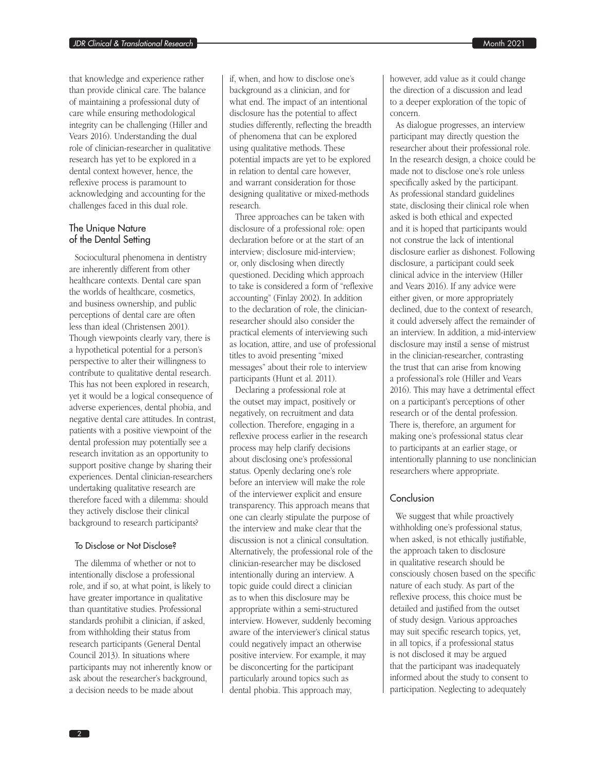that knowledge and experience rather than provide clinical care. The balance of maintaining a professional duty of care while ensuring methodological integrity can be challenging (Hiller and Vears 2016). Understanding the dual role of clinician-researcher in qualitative research has yet to be explored in a dental context however, hence, the reflexive process is paramount to acknowledging and accounting for the challenges faced in this dual role.

## The Unique Nature of the Dental Setting

Sociocultural phenomena in dentistry are inherently different from other healthcare contexts. Dental care span the worlds of healthcare, cosmetics, and business ownership, and public perceptions of dental care are often less than ideal (Christensen 2001). Though viewpoints clearly vary, there is a hypothetical potential for a person's perspective to alter their willingness to contribute to qualitative dental research. This has not been explored in research, yet it would be a logical consequence of adverse experiences, dental phobia, and negative dental care attitudes. In contrast, patients with a positive viewpoint of the dental profession may potentially see a research invitation as an opportunity to support positive change by sharing their experiences. Dental clinician-researchers undertaking qualitative research are therefore faced with a dilemma: should they actively disclose their clinical background to research participants?

### To Disclose or Not Disclose?

The dilemma of whether or not to intentionally disclose a professional role, and if so, at what point, is likely to have greater importance in qualitative than quantitative studies. Professional standards prohibit a clinician, if asked, from withholding their status from research participants (General Dental Council 2013). In situations where participants may not inherently know or ask about the researcher's background, a decision needs to be made about if, when, and how to disclose one's background as a clinician, and for what end. The impact of an intentional disclosure has the potential to affect studies differently, reflecting the breadth of phenomena that can be explored using qualitative methods. These potential impacts are yet to be explored in relation to dental care however, and warrant consideration for those designing qualitative or mixed-methods research.

Three approaches can be taken with disclosure of a professional role: open declaration before or at the start of an interview; disclosure mid-interview; or, only disclosing when directly questioned. Deciding which approach to take is considered a form of "reflexive accounting" (Finlay 2002). In addition to the declaration of role, the clinician-researcher should also consider the practical elements of interviewing such as location, attire, and use of professional titles to avoid presenting "mixed messages" about their role to interview participants (Hunt et al. 2011).

Declaring a professional role at the outset may impact, positively or negatively, on recruitment and data collection. Therefore, engaging in a reflexive process earlier in the research process may help clarify decisions about disclosing one's professional status. Openly declaring one's role before an interview will make the role of the interviewer explicit and ensure transparency. This approach means that one can clearly stipulate the purpose of the interview and make clear that the discussion is not a clinical consultation. Alternatively, the professional role of the clinician-researcher may be disclosed intentionally during an interview. A topic guide could direct a clinician as to when this disclosure may be appropriate within a semi-structured interview. However, suddenly becoming aware of the interviewer's clinical status could negatively impact an otherwise positive interview. For example, it may be disconcerting for the participant particularly around topics such as dental phobia. This approach may, however, add value as it could change the direction of a discussion and lead to a deeper exploration of the topic of concern.

As dialogue progresses, an interview participant may directly question the researcher about their professional role. In the research design, a choice could be made not to disclose one's role unless specifically asked by the participant. As professional standard guidelines state, disclosing their clinical role when asked is both ethical and expected and it is hoped that participants would not construe the lack of intentional disclosure earlier as dishonest. Following disclosure, a participant could seek clinical advice in the interview (Hiller and Vears 2016). If any advice were either given, or more appropriately declined, due to the context of research, it could adversely affect the remainder of an interview. In addition, a mid-interview disclosure may instil a sense of mistrust in the clinician-researcher, contrasting the trust that can arise from knowing a professional's role (Hiller and Vears 2016). This may have a detrimental effect on a participant's perceptions of other research or of the dental profession. There is, therefore, an argument for making one's professional status clear to participants at an earlier stage, or intentionally planning to use nonclinician researchers where appropriate.

## Conclusion

We suggest that while proactively withholding one's professional status, when asked, is not ethically justifiable, the approach taken to disclosure in qualitative research should be consciously chosen based on the specific nature of each study. As part of the reflexive process, this choice must be detailed and justified from the outset of study design. Various approaches may suit specific research topics, yet, in all topics, if a professional status is not disclosed it may be argued that the participant was inadequately informed about the study to consent to participation. Neglecting to adequately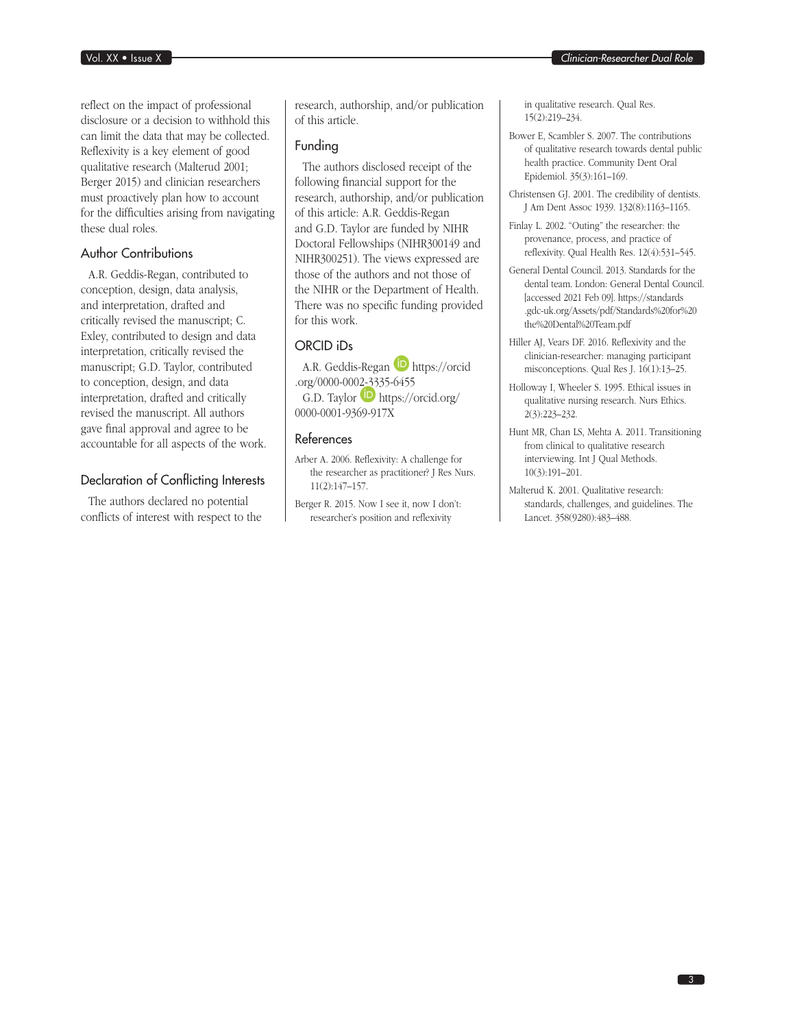reflect on the impact of professional disclosure or a decision to withhold this can limit the data that may be collected. Reflexivity is a key element of good qualitative research (Malterud 2001; Berger 2015) and clinician researchers must proactively plan how to account for the difficulties arising from navigating these dual roles.

## Author Contributions

A.R. Geddis-Regan, contributed to conception, design, data analysis, and interpretation, drafted and critically revised the manuscript; C. Exley, contributed to design and data interpretation, critically revised the manuscript; G.D. Taylor, contributed to conception, design, and data interpretation, drafted and critically revised the manuscript. All authors gave final approval and agree to be accountable for all aspects of the work.

## Declaration of Conflicting Interests

The authors declared no potential conflicts of interest with respect to the research, authorship, and/or publication of this article.

## Funding

The authors disclosed receipt of the following financial support for the research, authorship, and/or publication of this article: A.R. Geddis-Regan and G.D. Taylor are funded by NIHR Doctoral Fellowships (NIHR300149 and NIHR300251). The views expressed are those of the authors and not those of the NIHR or the Department of Health. There was no specific funding provided for this work.

## ORCID iDs

A.R. Geddis-Regan https://orcid.org/0000-0002-3335-6455
G.D. Taylor https://orcid.org/0000-0001-9369-917X

## References

Arber A. 2006. Reflexivity: A challenge for the researcher as practitioner? J Res Nurs. 11(2):147–157.

Berger R. 2015. Now I see it, now I don't: researcher's position and reflexivity in qualitative research. Qual Res. 15(2):219–234.

Bower E, Scambler S. 2007. The contributions of qualitative research towards dental public health practice. Community Dent Oral Epidemiol. 35(3):161–169.

Christensen GJ. 2001. The credibility of dentists. J Am Dent Assoc 1939. 132(8):1163–1165.

Finlay L. 2002. "Outing" the researcher: the provenance, process, and practice of reflexivity. Qual Health Res. 12(4):531–545.

General Dental Council. 2013. Standards for the dental team. London: General Dental Council. [accessed 2021 Feb 09]. https://standards.gdc-uk.org/Assets/pdf/Standards%20for%20the%20Dental%20Team.pdf

Hiller AJ, Vears DF. 2016. Reflexivity and the clinician-researcher: managing participant misconceptions. Qual Res J. 16(1):13–25.

Holloway I, Wheeler S. 1995. Ethical issues in qualitative nursing research. Nurs Ethics. 2(3):223–232.

Hunt MR, Chan LS, Mehta A. 2011. Transitioning from clinical to qualitative research interviewing. Int J Qual Methods. 10(3):191–201.

Malterud K. 2001. Qualitative research: standards, challenges, and guidelines. The Lancet. 358(9280):483–488.